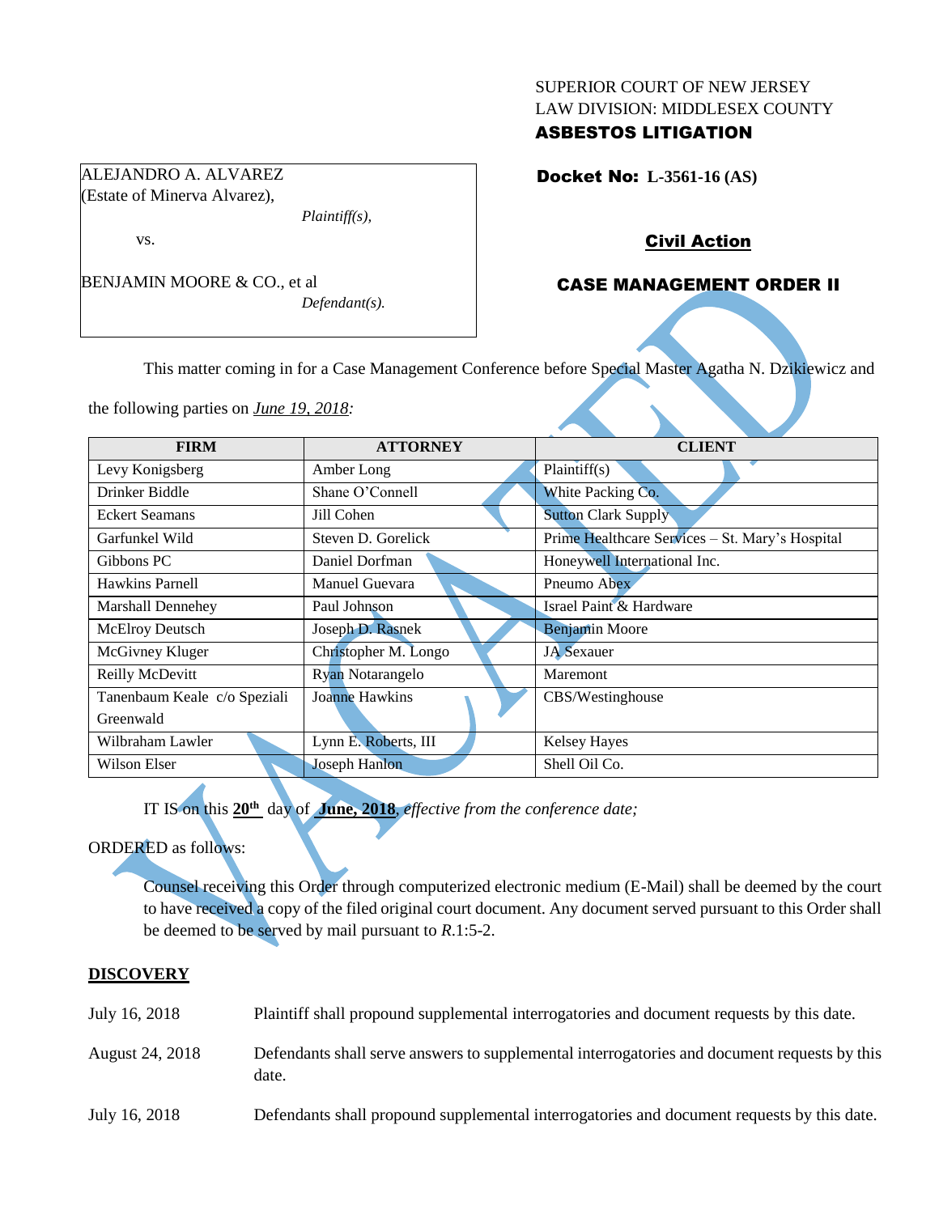SUPERIOR COURT OF NEW JERSEY
LAW DIVISION: MIDDLESEX COUNTY
**ASBESTOS LITIGATION**

ALEJANDRO A. ALVAREZ
(Estate of Minerva Alvarez),
*Plaintiff(s),*

vs.

BENJAMIN MOORE & CO., et al
*Defendant(s).*

**Docket No: L-3561-16 (AS)**

**Civil Action**

**CASE MANAGEMENT ORDER II**

VACATED

This matter coming in for a Case Management Conference before Special Master Agatha N. Dzikiewicz and the following parties on *June 19, 2018:*

| FIRM | ATTORNEY | CLIENT |
|---|---|---|
| Levy Konigsberg | Amber Long | Plaintiff(s) |
| Drinker Biddle | Shane O'Connell | White Packing Co. |
| Eckert Seamans | Jill Cohen | Sutton Clark Supply |
| Garfunkel Wild | Steven D. Gorelick | Prime Healthcare Services – St. Mary's Hospital |
| Gibbons PC | Daniel Dorfman | Honeywell International Inc. |
| Hawkins Parnell | Manuel Guevara | Pneumo Abex |
| Marshall Dennehey | Paul Johnson | Israel Paint & Hardware |
| McElroy Deutsch | Joseph D. Rasnek | Benjamin Moore |
| McGivney Kluger | Christopher M. Longo | JA Sexauer |
| Reilly McDevitt | Ryan Notarangelo | Maremont |
| Tanenbaum Keale c/o Speziali Greenwald | Joanne Hawkins | CBS/Westinghouse |
| Wilbraham Lawler | Lynn E. Roberts, III | Kelsey Hayes |
| Wilson Elser | Joseph Hanlon | Shell Oil Co. |

IT IS on this **20th** day of **June, 2018**, *effective from the conference date;*

ORDERED as follows:

Counsel receiving this Order through computerized electronic medium (E-Mail) shall be deemed by the court to have received a copy of the filed original court document. Any document served pursuant to this Order shall be deemed to be served by mail pursuant to *R*.1:5-2.

**DISCOVERY**

| | |
|---|---|
| July 16, 2018 | Plaintiff shall propound supplemental interrogatories and document requests by this date. |
| August 24, 2018 | Defendants shall serve answers to supplemental interrogatories and document requests by this date. |
| July 16, 2018 | Defendants shall propound supplemental interrogatories and document requests by this date. |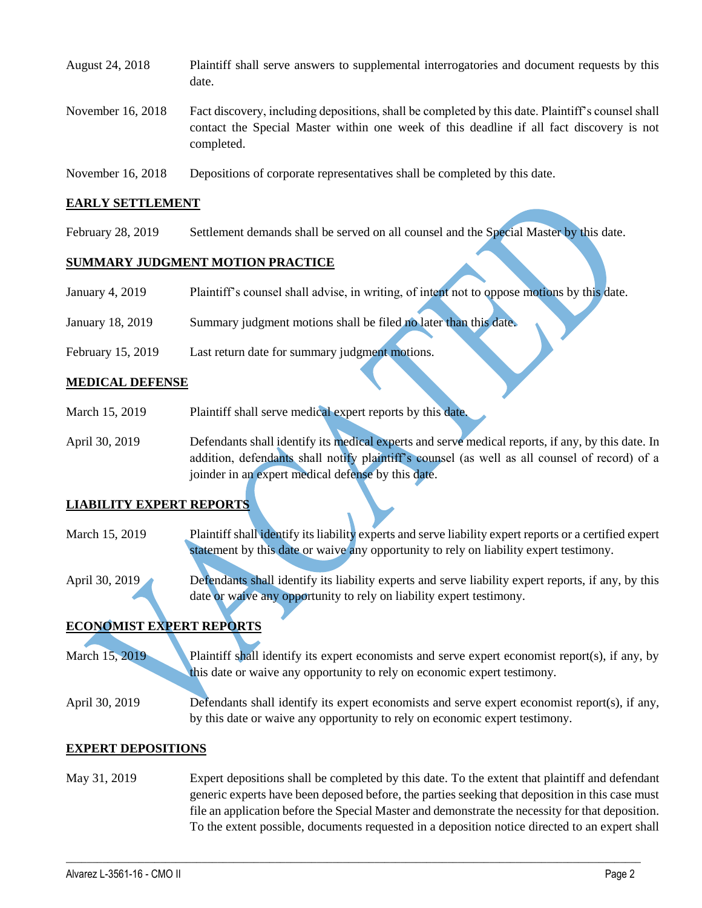| | |
|---|---|
| August 24, 2018 | Plaintiff shall serve answers to supplemental interrogatories and document requests by this date. |
| November 16, 2018 | Fact discovery, including depositions, shall be completed by this date. Plaintiff's counsel shall contact the Special Master within one week of this deadline if all fact discovery is not completed. |
| November 16, 2018 | Depositions of corporate representatives shall be completed by this date. |

**EARLY SETTLEMENT**

| | |
|---|---|
| February 28, 2019 | Settlement demands shall be served on all counsel and the Special Master by this date. |

**SUMMARY JUDGMENT MOTION PRACTICE**

| | |
|---|---|
| January 4, 2019 | Plaintiff's counsel shall advise, in writing, of intent not to oppose motions by this date. |
| January 18, 2019 | Summary judgment motions shall be filed no later than this date. |
| February 15, 2019 | Last return date for summary judgment motions. |

**MEDICAL DEFENSE**

| | |
|---|---|
| March 15, 2019 | Plaintiff shall serve medical expert reports by this date. |
| April 30, 2019 | Defendants shall identify its medical experts and serve medical reports, if any, by this date. In addition, defendants shall notify plaintiff's counsel (as well as all counsel of record) of a joinder in an expert medical defense by this date. |

**LIABILITY EXPERT REPORTS**

| | |
|---|---|
| March 15, 2019 | Plaintiff shall identify its liability experts and serve liability expert reports or a certified expert statement by this date or waive any opportunity to rely on liability expert testimony. |
| April 30, 2019 | Defendants shall identify its liability experts and serve liability expert reports, if any, by this date or waive any opportunity to rely on liability expert testimony. |

**ECONOMIST EXPERT REPORTS**

| | |
|---|---|
| March 15, 2019 | Plaintiff shall identify its expert economists and serve expert economist report(s), if any, by this date or waive any opportunity to rely on economic expert testimony. |
| April 30, 2019 | Defendants shall identify its expert economists and serve expert economist report(s), if any, by this date or waive any opportunity to rely on economic expert testimony. |

**EXPERT DEPOSITIONS**

| | |
|---|---|
| May 31, 2019 | Expert depositions shall be completed by this date. To the extent that plaintiff and defendant generic experts have been deposed before, the parties seeking that deposition in this case must file an application before the Special Master and demonstrate the necessity for that deposition. To the extent possible, documents requested in a deposition notice directed to an expert shall |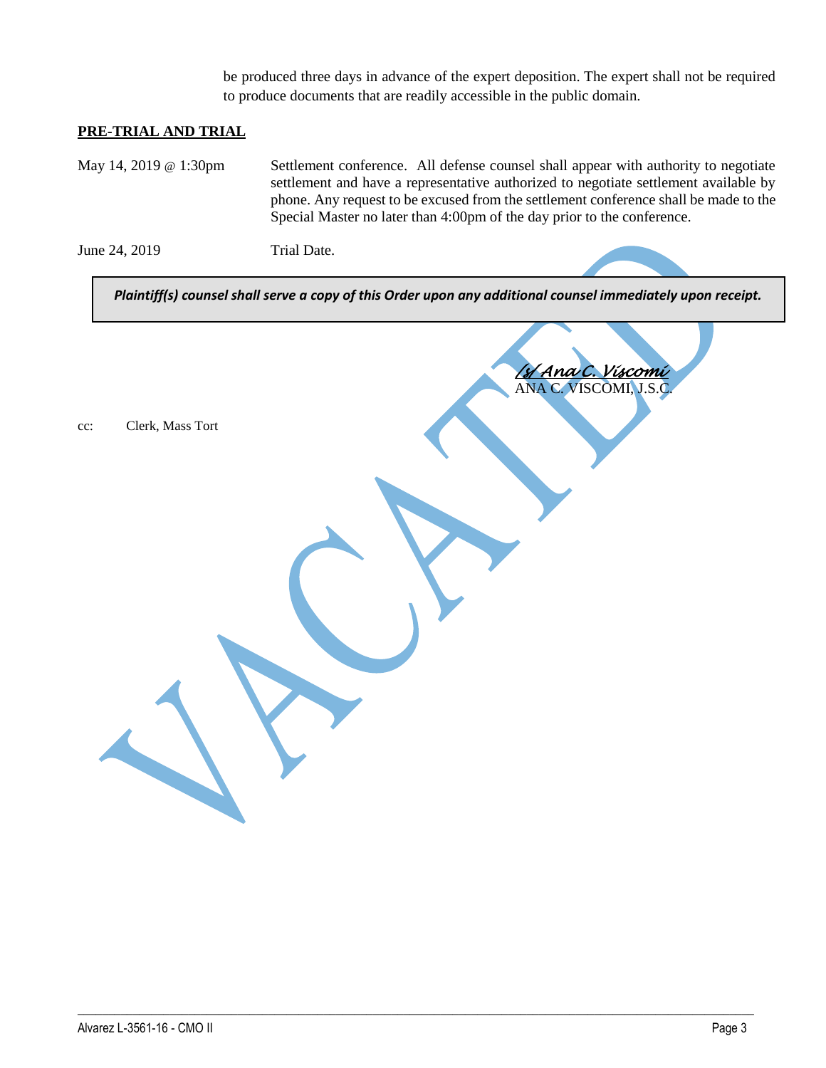be produced three days in advance of the expert deposition. The expert shall not be required to produce documents that are readily accessible in the public domain.

**PRE-TRIAL AND TRIAL**

| | |
|---|---|
| May 14, 2019 @ 1:30pm | Settlement conference. All defense counsel shall appear with authority to negotiate settlement and have a representative authorized to negotiate settlement available by phone. Any request to be excused from the settlement conference shall be made to the Special Master no later than 4:00pm of the day prior to the conference. |
| June 24, 2019 | Trial Date. |

***Plaintiff(s) counsel shall serve a copy of this Order upon any additional counsel immediately upon receipt.***

*/s/ Ana C. Viscomi*
ANA C. VISCOMI, J.S.C.

cc: Clerk, Mass Tort

VACATED